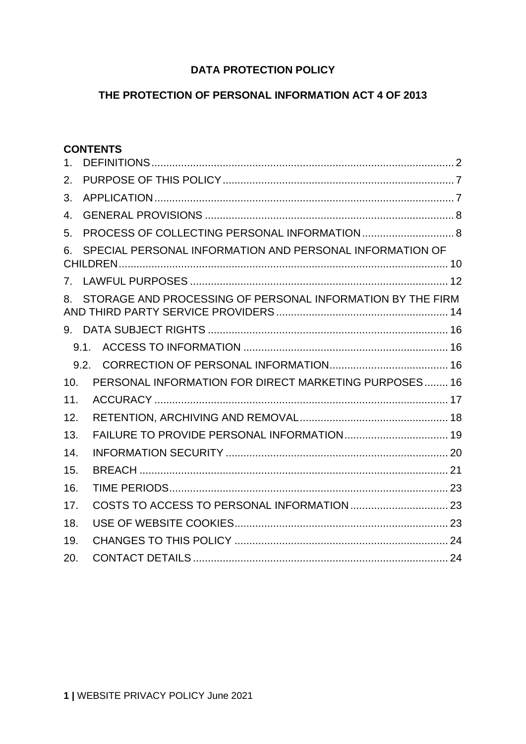# DATA PROTECTION POLICY

## THE PROTECTION OF PERSONAL INFORMATION ACT 4 OF 2013

**CONTENTS**

1. DEFINITIONS ..... 2
2. PURPOSE OF THIS POLICY ..... 7
3. APPLICATION ..... 7
4. GENERAL PROVISIONS ..... 8
5. PROCESS OF COLLECTING PERSONAL INFORMATION ..... 8
6. SPECIAL PERSONAL INFORMATION AND PERSONAL INFORMATION OF CHILDREN ..... 10
7. LAWFUL PURPOSES ..... 12
8. STORAGE AND PROCESSING OF PERSONAL INFORMATION BY THE FIRM AND THIRD PARTY SERVICE PROVIDERS ..... 14
9. DATA SUBJECT RIGHTS ..... 16
   - 9.1. ACCESS TO INFORMATION ..... 16
   - 9.2. CORRECTION OF PERSONAL INFORMATION ..... 16
10. PERSONAL INFORMATION FOR DIRECT MARKETING PURPOSES ..... 16
11. ACCURACY ..... 17
12. RETENTION, ARCHIVING AND REMOVAL ..... 18
13. FAILURE TO PROVIDE PERSONAL INFORMATION ..... 19
14. INFORMATION SECURITY ..... 20
15. BREACH ..... 21
16. TIME PERIODS ..... 23
17. COSTS TO ACCESS TO PERSONAL INFORMATION ..... 23
18. USE OF WEBSITE COOKIES ..... 23
19. CHANGES TO THIS POLICY ..... 24
20. CONTACT DETAILS ..... 24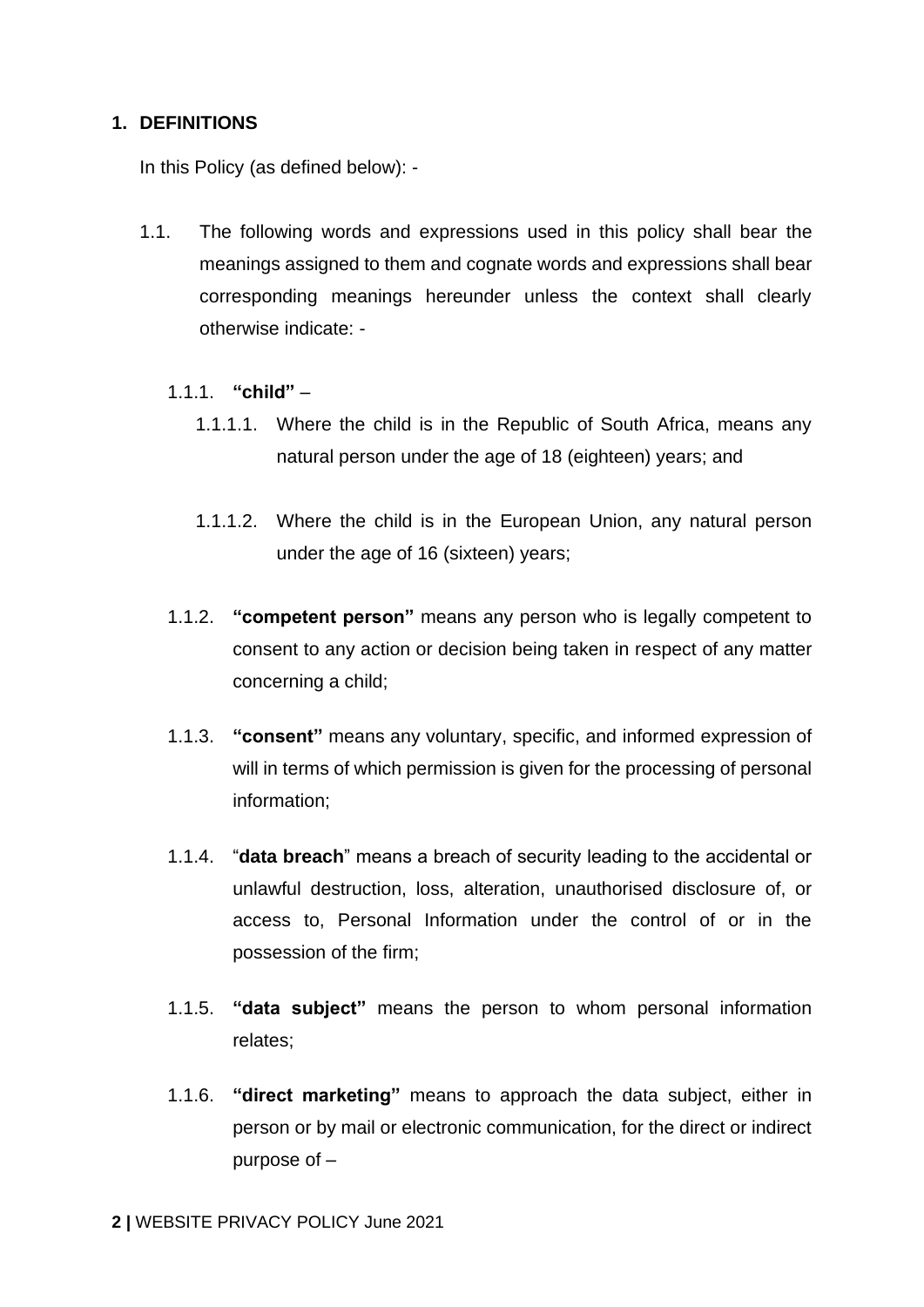## 1. DEFINITIONS

In this Policy (as defined below): -

1.1. The following words and expressions used in this policy shall bear the meanings assigned to them and cognate words and expressions shall bear corresponding meanings hereunder unless the context shall clearly otherwise indicate: -

1.1.1. **"child"** –

1.1.1.1. Where the child is in the Republic of South Africa, means any natural person under the age of 18 (eighteen) years; and

1.1.1.2. Where the child is in the European Union, any natural person under the age of 16 (sixteen) years;

1.1.2. **"competent person"** means any person who is legally competent to consent to any action or decision being taken in respect of any matter concerning a child;

1.1.3. **"consent"** means any voluntary, specific, and informed expression of will in terms of which permission is given for the processing of personal information;

1.1.4. "**data breach**" means a breach of security leading to the accidental or unlawful destruction, loss, alteration, unauthorised disclosure of, or access to, Personal Information under the control of or in the possession of the firm;

1.1.5. **"data subject"** means the person to whom personal information relates;

1.1.6. **"direct marketing"** means to approach the data subject, either in person or by mail or electronic communication, for the direct or indirect purpose of –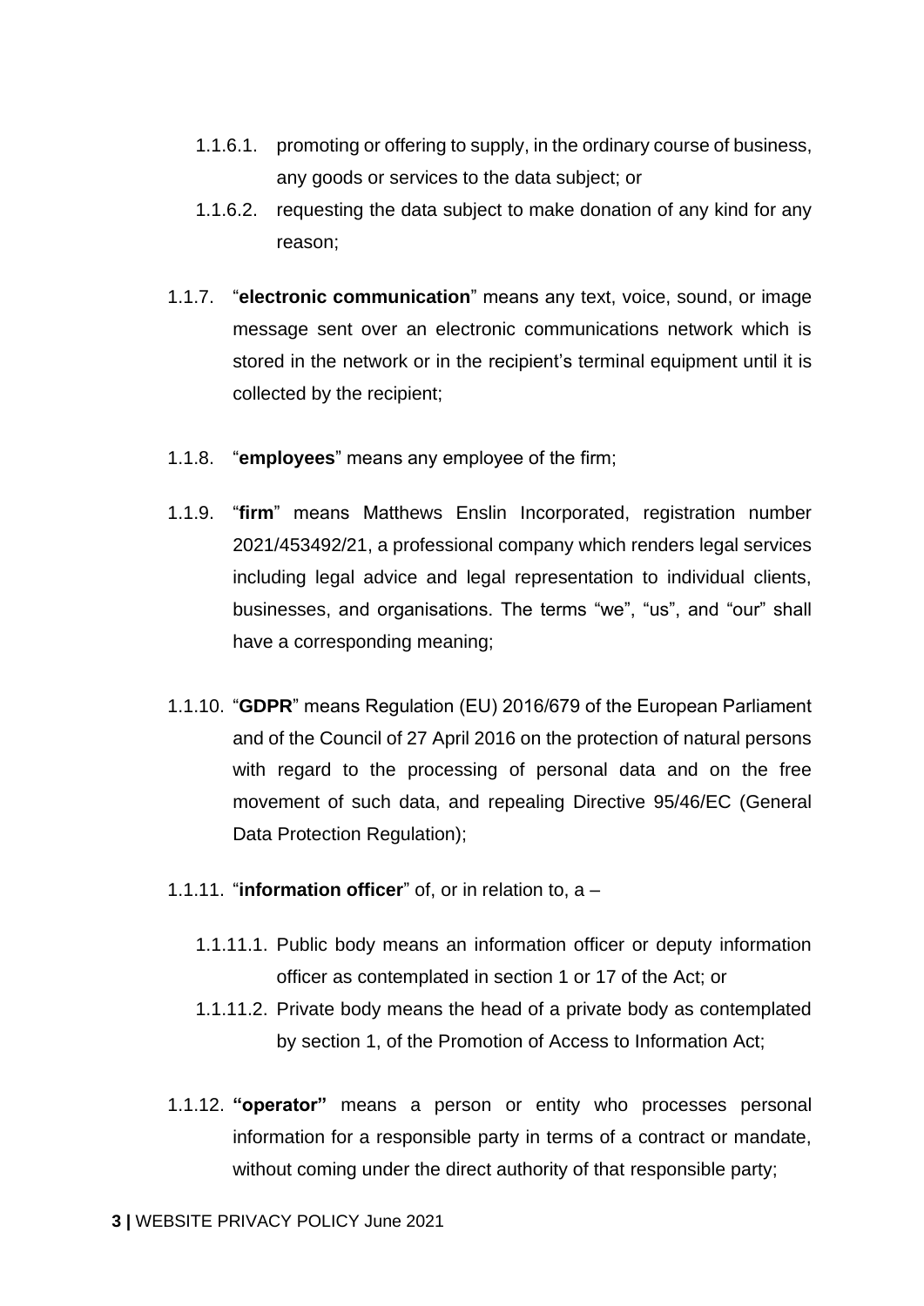1.1.6.1. promoting or offering to supply, in the ordinary course of business, any goods or services to the data subject; or

1.1.6.2. requesting the data subject to make donation of any kind for any reason;

1.1.7. "**electronic communication**" means any text, voice, sound, or image message sent over an electronic communications network which is stored in the network or in the recipient's terminal equipment until it is collected by the recipient;

1.1.8. "**employees**" means any employee of the firm;

1.1.9. "**firm**" means Matthews Enslin Incorporated, registration number 2021/453492/21, a professional company which renders legal services including legal advice and legal representation to individual clients, businesses, and organisations. The terms "we", "us", and "our" shall have a corresponding meaning;

1.1.10. "**GDPR**" means Regulation (EU) 2016/679 of the European Parliament and of the Council of 27 April 2016 on the protection of natural persons with regard to the processing of personal data and on the free movement of such data, and repealing Directive 95/46/EC (General Data Protection Regulation);

1.1.11. "**information officer**" of, or in relation to, a –

1.1.11.1. Public body means an information officer or deputy information officer as contemplated in section 1 or 17 of the Act; or

1.1.11.2. Private body means the head of a private body as contemplated by section 1, of the Promotion of Access to Information Act;

1.1.12. **"operator"** means a person or entity who processes personal information for a responsible party in terms of a contract or mandate, without coming under the direct authority of that responsible party;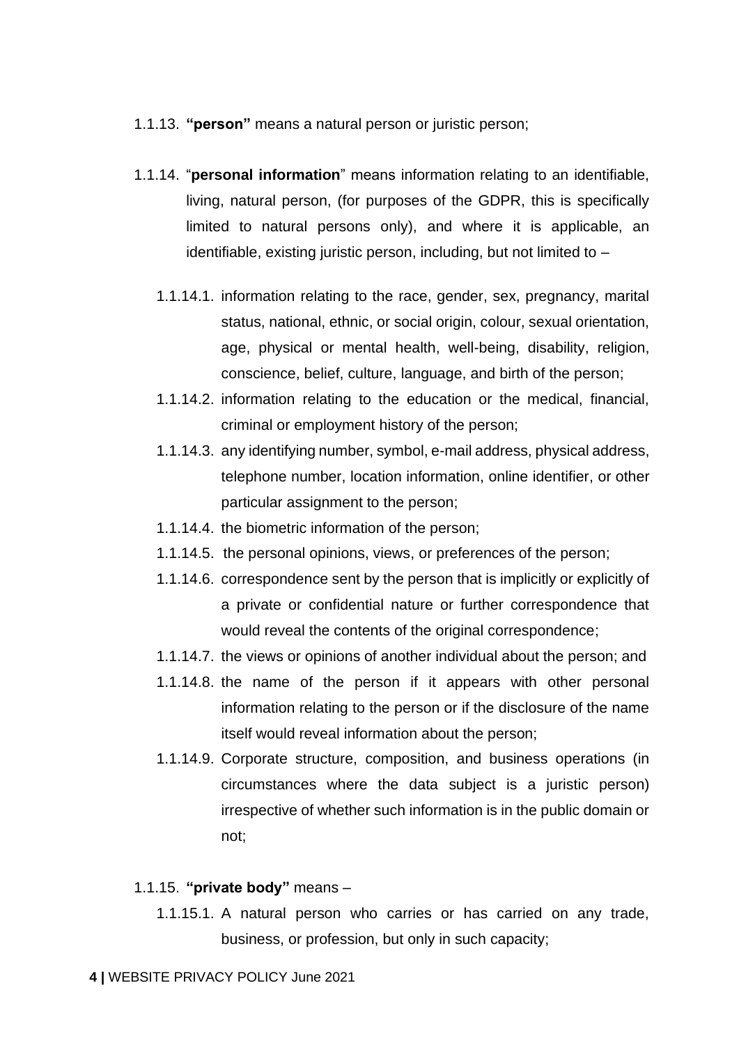1.1.13. **"person"** means a natural person or juristic person;

1.1.14. "**personal information**" means information relating to an identifiable, living, natural person, (for purposes of the GDPR, this is specifically limited to natural persons only), and where it is applicable, an identifiable, existing juristic person, including, but not limited to –

1.1.14.1. information relating to the race, gender, sex, pregnancy, marital status, national, ethnic, or social origin, colour, sexual orientation, age, physical or mental health, well-being, disability, religion, conscience, belief, culture, language, and birth of the person;

1.1.14.2. information relating to the education or the medical, financial, criminal or employment history of the person;

1.1.14.3. any identifying number, symbol, e-mail address, physical address, telephone number, location information, online identifier, or other particular assignment to the person;

1.1.14.4. the biometric information of the person;

1.1.14.5. the personal opinions, views, or preferences of the person;

1.1.14.6. correspondence sent by the person that is implicitly or explicitly of a private or confidential nature or further correspondence that would reveal the contents of the original correspondence;

1.1.14.7. the views or opinions of another individual about the person; and

1.1.14.8. the name of the person if it appears with other personal information relating to the person or if the disclosure of the name itself would reveal information about the person;

1.1.14.9. Corporate structure, composition, and business operations (in circumstances where the data subject is a juristic person) irrespective of whether such information is in the public domain or not;

1.1.15. **"private body"** means –

1.1.15.1. A natural person who carries or has carried on any trade, business, or profession, but only in such capacity;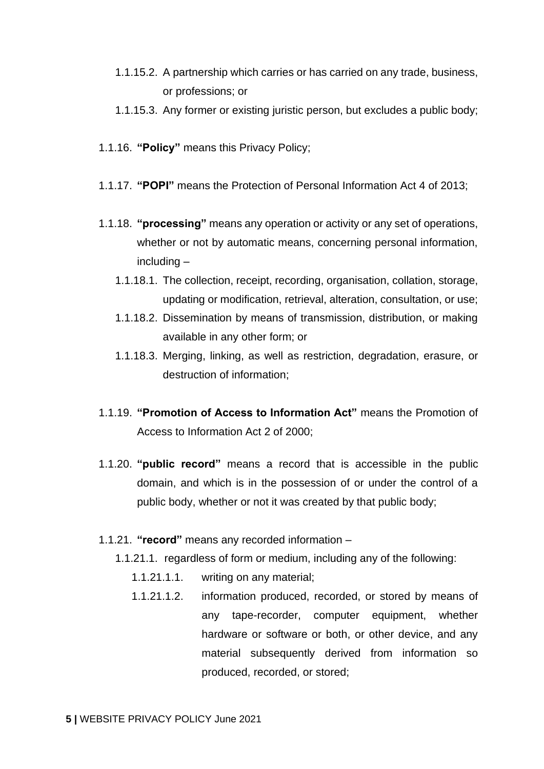1.1.15.2. A partnership which carries or has carried on any trade, business, or professions; or

1.1.15.3. Any former or existing juristic person, but excludes a public body;

1.1.16. **"Policy"** means this Privacy Policy;

1.1.17. **"POPI"** means the Protection of Personal Information Act 4 of 2013;

1.1.18. **"processing"** means any operation or activity or any set of operations, whether or not by automatic means, concerning personal information, including –

1.1.18.1. The collection, receipt, recording, organisation, collation, storage, updating or modification, retrieval, alteration, consultation, or use;

1.1.18.2. Dissemination by means of transmission, distribution, or making available in any other form; or

1.1.18.3. Merging, linking, as well as restriction, degradation, erasure, or destruction of information;

1.1.19. **"Promotion of Access to Information Act"** means the Promotion of Access to Information Act 2 of 2000;

1.1.20. **"public record"** means a record that is accessible in the public domain, and which is in the possession of or under the control of a public body, whether or not it was created by that public body;

1.1.21. **"record"** means any recorded information –

1.1.21.1. regardless of form or medium, including any of the following:

1.1.21.1.1. writing on any material;

1.1.21.1.2. information produced, recorded, or stored by means of any tape-recorder, computer equipment, whether hardware or software or both, or other device, and any material subsequently derived from information so produced, recorded, or stored;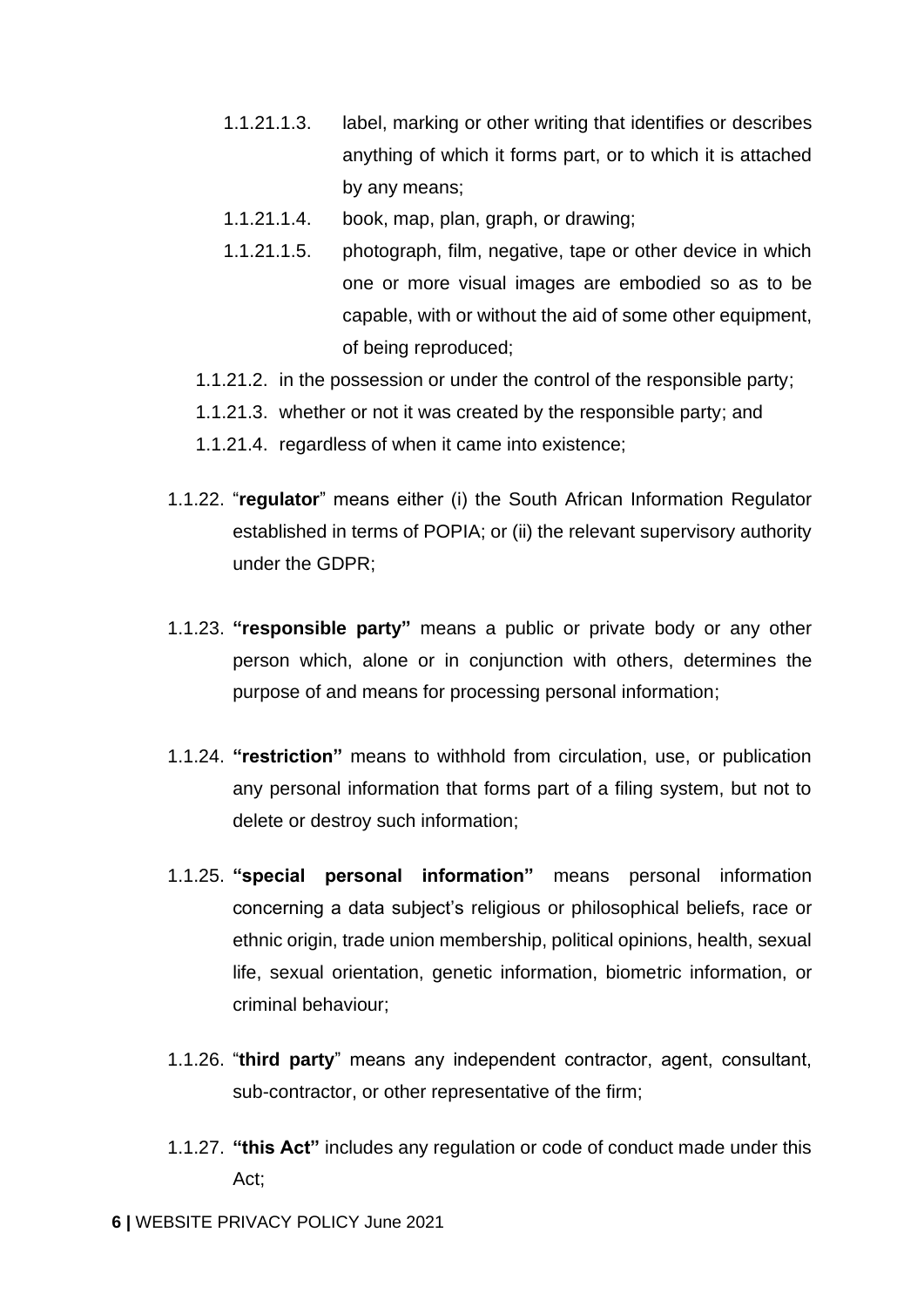1.1.21.1.3. label, marking or other writing that identifies or describes anything of which it forms part, or to which it is attached by any means;

1.1.21.1.4. book, map, plan, graph, or drawing;

1.1.21.1.5. photograph, film, negative, tape or other device in which one or more visual images are embodied so as to be capable, with or without the aid of some other equipment, of being reproduced;

1.1.21.2. in the possession or under the control of the responsible party;

1.1.21.3. whether or not it was created by the responsible party; and

1.1.21.4. regardless of when it came into existence;

1.1.22. "**regulator**" means either (i) the South African Information Regulator established in terms of POPIA; or (ii) the relevant supervisory authority under the GDPR;

1.1.23. **"responsible party"** means a public or private body or any other person which, alone or in conjunction with others, determines the purpose of and means for processing personal information;

1.1.24. **"restriction"** means to withhold from circulation, use, or publication any personal information that forms part of a filing system, but not to delete or destroy such information;

1.1.25. **"special personal information"** means personal information concerning a data subject's religious or philosophical beliefs, race or ethnic origin, trade union membership, political opinions, health, sexual life, sexual orientation, genetic information, biometric information, or criminal behaviour;

1.1.26. "**third party**" means any independent contractor, agent, consultant, sub-contractor, or other representative of the firm;

1.1.27. **"this Act"** includes any regulation or code of conduct made under this Act;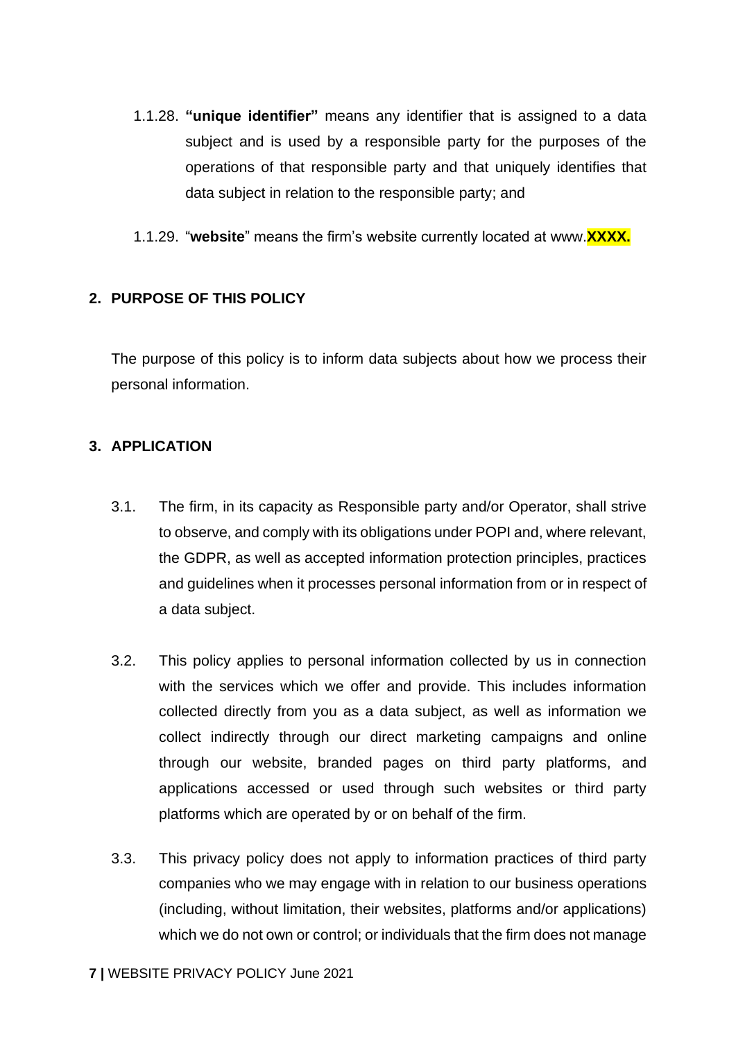1.1.28. **"unique identifier"** means any identifier that is assigned to a data subject and is used by a responsible party for the purposes of the operations of that responsible party and that uniquely identifies that data subject in relation to the responsible party; and

1.1.29. "**website**" means the firm's website currently located at www.**XXXX.**

## 2. PURPOSE OF THIS POLICY

The purpose of this policy is to inform data subjects about how we process their personal information.

## 3. APPLICATION

3.1. The firm, in its capacity as Responsible party and/or Operator, shall strive to observe, and comply with its obligations under POPI and, where relevant, the GDPR, as well as accepted information protection principles, practices and guidelines when it processes personal information from or in respect of a data subject.

3.2. This policy applies to personal information collected by us in connection with the services which we offer and provide. This includes information collected directly from you as a data subject, as well as information we collect indirectly through our direct marketing campaigns and online through our website, branded pages on third party platforms, and applications accessed or used through such websites or third party platforms which are operated by or on behalf of the firm.

3.3. This privacy policy does not apply to information practices of third party companies who we may engage with in relation to our business operations (including, without limitation, their websites, platforms and/or applications) which we do not own or control; or individuals that the firm does not manage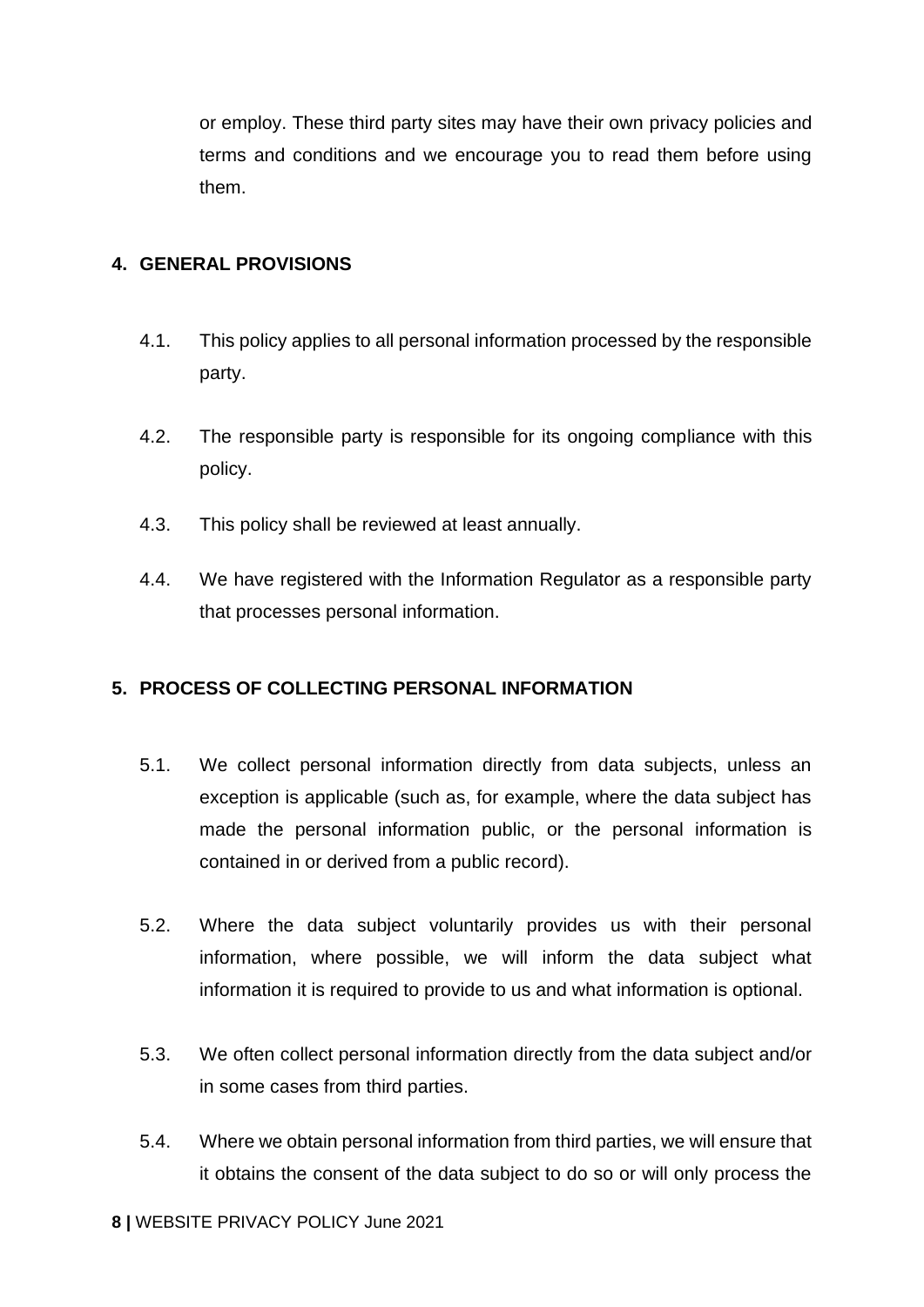or employ. These third party sites may have their own privacy policies and terms and conditions and we encourage you to read them before using them.

## 4. GENERAL PROVISIONS

4.1. This policy applies to all personal information processed by the responsible party.

4.2. The responsible party is responsible for its ongoing compliance with this policy.

4.3. This policy shall be reviewed at least annually.

4.4. We have registered with the Information Regulator as a responsible party that processes personal information.

## 5. PROCESS OF COLLECTING PERSONAL INFORMATION

5.1. We collect personal information directly from data subjects, unless an exception is applicable (such as, for example, where the data subject has made the personal information public, or the personal information is contained in or derived from a public record).

5.2. Where the data subject voluntarily provides us with their personal information, where possible, we will inform the data subject what information it is required to provide to us and what information is optional.

5.3. We often collect personal information directly from the data subject and/or in some cases from third parties.

5.4. Where we obtain personal information from third parties, we will ensure that it obtains the consent of the data subject to do so or will only process the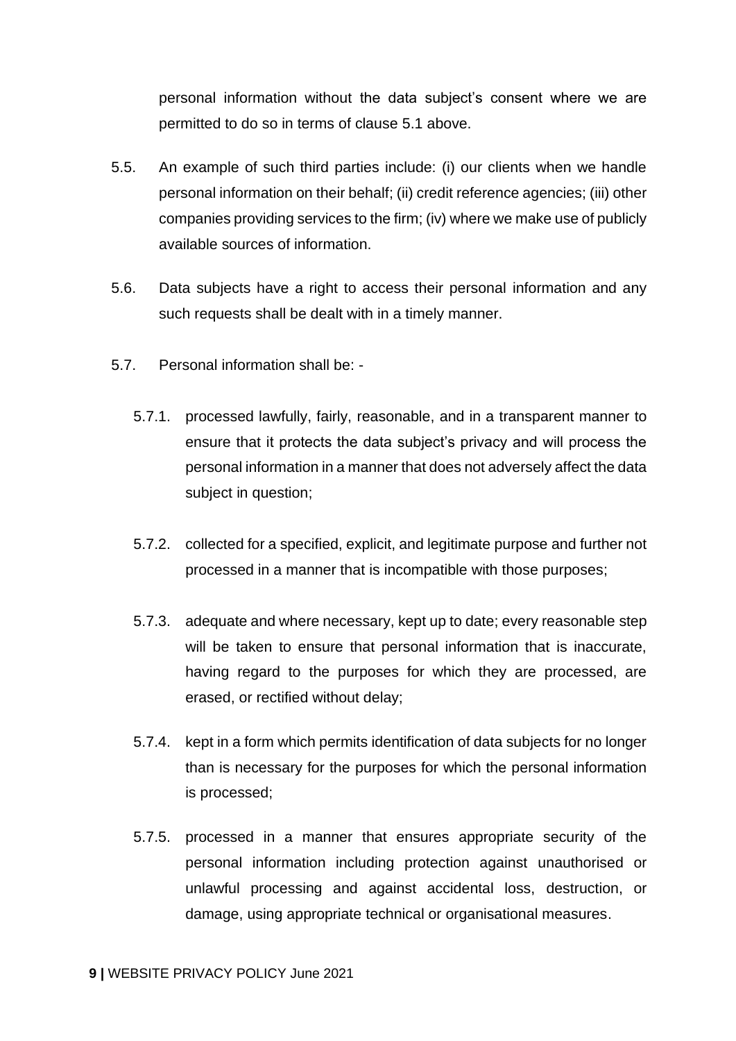personal information without the data subject's consent where we are permitted to do so in terms of clause 5.1 above.

5.5. An example of such third parties include: (i) our clients when we handle personal information on their behalf; (ii) credit reference agencies; (iii) other companies providing services to the firm; (iv) where we make use of publicly available sources of information.

5.6. Data subjects have a right to access their personal information and any such requests shall be dealt with in a timely manner.

5.7. Personal information shall be: -

5.7.1. processed lawfully, fairly, reasonable, and in a transparent manner to ensure that it protects the data subject's privacy and will process the personal information in a manner that does not adversely affect the data subject in question;

5.7.2. collected for a specified, explicit, and legitimate purpose and further not processed in a manner that is incompatible with those purposes;

5.7.3. adequate and where necessary, kept up to date; every reasonable step will be taken to ensure that personal information that is inaccurate, having regard to the purposes for which they are processed, are erased, or rectified without delay;

5.7.4. kept in a form which permits identification of data subjects for no longer than is necessary for the purposes for which the personal information is processed;

5.7.5. processed in a manner that ensures appropriate security of the personal information including protection against unauthorised or unlawful processing and against accidental loss, destruction, or damage, using appropriate technical or organisational measures.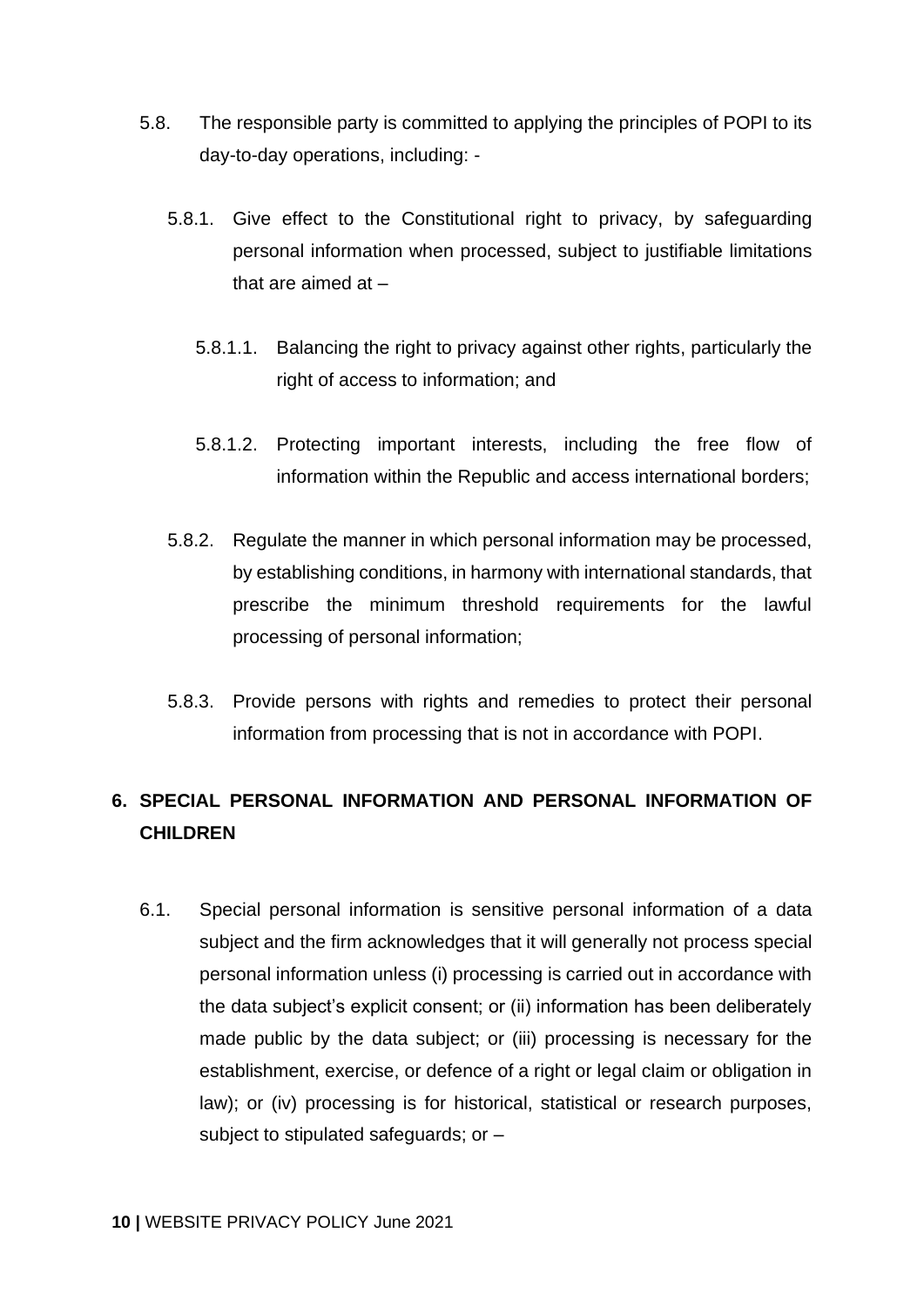5.8. The responsible party is committed to applying the principles of POPI to its day-to-day operations, including: -

5.8.1. Give effect to the Constitutional right to privacy, by safeguarding personal information when processed, subject to justifiable limitations that are aimed at –

5.8.1.1. Balancing the right to privacy against other rights, particularly the right of access to information; and

5.8.1.2. Protecting important interests, including the free flow of information within the Republic and access international borders;

5.8.2. Regulate the manner in which personal information may be processed, by establishing conditions, in harmony with international standards, that prescribe the minimum threshold requirements for the lawful processing of personal information;

5.8.3. Provide persons with rights and remedies to protect their personal information from processing that is not in accordance with POPI.

## 6. SPECIAL PERSONAL INFORMATION AND PERSONAL INFORMATION OF CHILDREN

6.1. Special personal information is sensitive personal information of a data subject and the firm acknowledges that it will generally not process special personal information unless (i) processing is carried out in accordance with the data subject's explicit consent; or (ii) information has been deliberately made public by the data subject; or (iii) processing is necessary for the establishment, exercise, or defence of a right or legal claim or obligation in law); or (iv) processing is for historical, statistical or research purposes, subject to stipulated safeguards; or –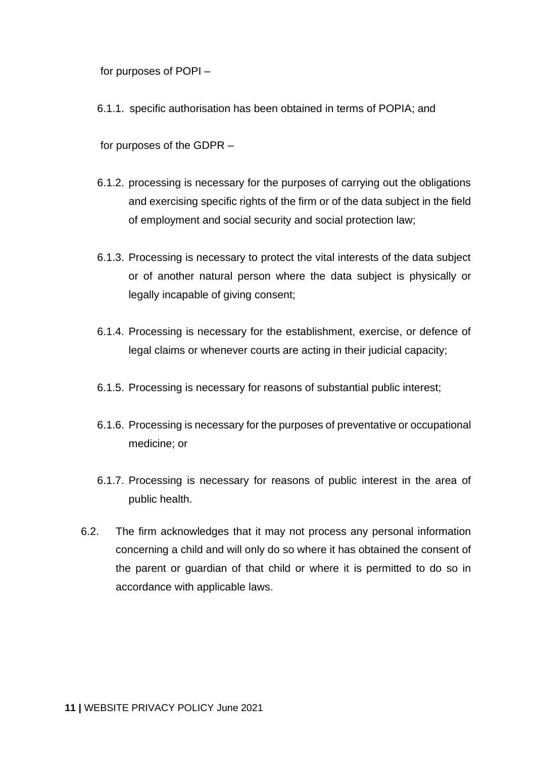for purposes of POPI –

6.1.1. specific authorisation has been obtained in terms of POPIA; and

for purposes of the GDPR –

6.1.2. processing is necessary for the purposes of carrying out the obligations and exercising specific rights of the firm or of the data subject in the field of employment and social security and social protection law;

6.1.3. Processing is necessary to protect the vital interests of the data subject or of another natural person where the data subject is physically or legally incapable of giving consent;

6.1.4. Processing is necessary for the establishment, exercise, or defence of legal claims or whenever courts are acting in their judicial capacity;

6.1.5. Processing is necessary for reasons of substantial public interest;

6.1.6. Processing is necessary for the purposes of preventative or occupational medicine; or

6.1.7. Processing is necessary for reasons of public interest in the area of public health.

6.2. The firm acknowledges that it may not process any personal information concerning a child and will only do so where it has obtained the consent of the parent or guardian of that child or where it is permitted to do so in accordance with applicable laws.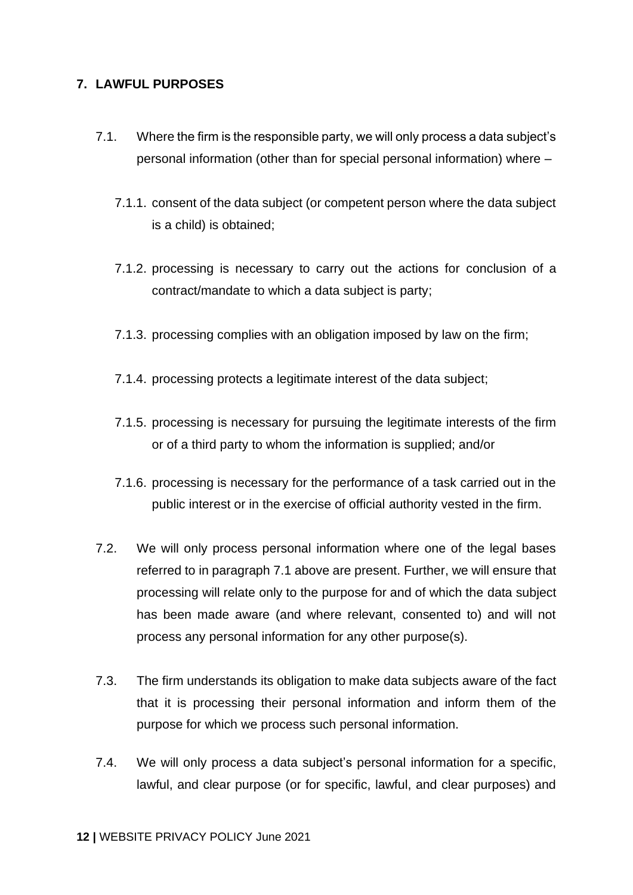## 7. LAWFUL PURPOSES

7.1. Where the firm is the responsible party, we will only process a data subject's personal information (other than for special personal information) where –

7.1.1. consent of the data subject (or competent person where the data subject is a child) is obtained;

7.1.2. processing is necessary to carry out the actions for conclusion of a contract/mandate to which a data subject is party;

7.1.3. processing complies with an obligation imposed by law on the firm;

7.1.4. processing protects a legitimate interest of the data subject;

7.1.5. processing is necessary for pursuing the legitimate interests of the firm or of a third party to whom the information is supplied; and/or

7.1.6. processing is necessary for the performance of a task carried out in the public interest or in the exercise of official authority vested in the firm.

7.2. We will only process personal information where one of the legal bases referred to in paragraph 7.1 above are present. Further, we will ensure that processing will relate only to the purpose for and of which the data subject has been made aware (and where relevant, consented to) and will not process any personal information for any other purpose(s).

7.3. The firm understands its obligation to make data subjects aware of the fact that it is processing their personal information and inform them of the purpose for which we process such personal information.

7.4. We will only process a data subject's personal information for a specific, lawful, and clear purpose (or for specific, lawful, and clear purposes) and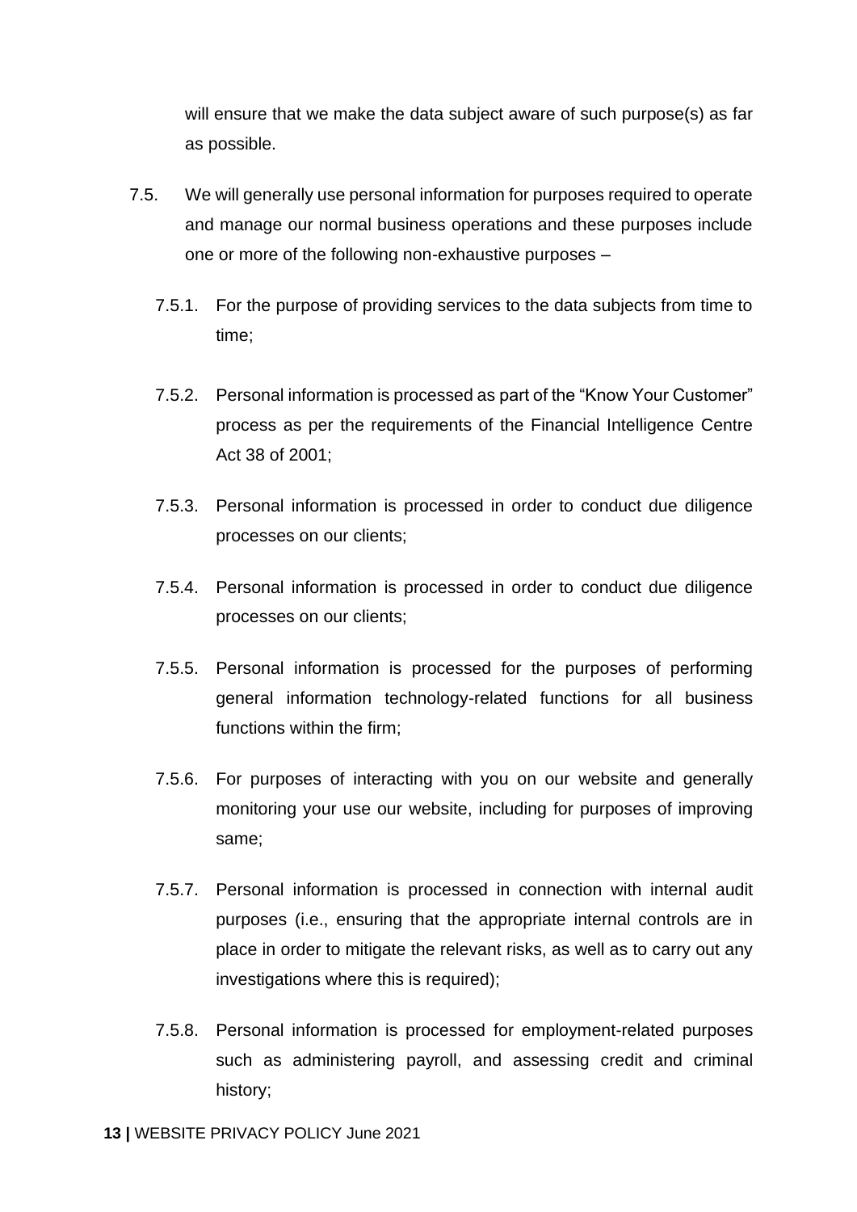will ensure that we make the data subject aware of such purpose(s) as far as possible.

7.5. We will generally use personal information for purposes required to operate and manage our normal business operations and these purposes include one or more of the following non-exhaustive purposes –

7.5.1. For the purpose of providing services to the data subjects from time to time;

7.5.2. Personal information is processed as part of the "Know Your Customer" process as per the requirements of the Financial Intelligence Centre Act 38 of 2001;

7.5.3. Personal information is processed in order to conduct due diligence processes on our clients;

7.5.4. Personal information is processed in order to conduct due diligence processes on our clients;

7.5.5. Personal information is processed for the purposes of performing general information technology-related functions for all business functions within the firm;

7.5.6. For purposes of interacting with you on our website and generally monitoring your use our website, including for purposes of improving same;

7.5.7. Personal information is processed in connection with internal audit purposes (i.e., ensuring that the appropriate internal controls are in place in order to mitigate the relevant risks, as well as to carry out any investigations where this is required);

7.5.8. Personal information is processed for employment-related purposes such as administering payroll, and assessing credit and criminal history;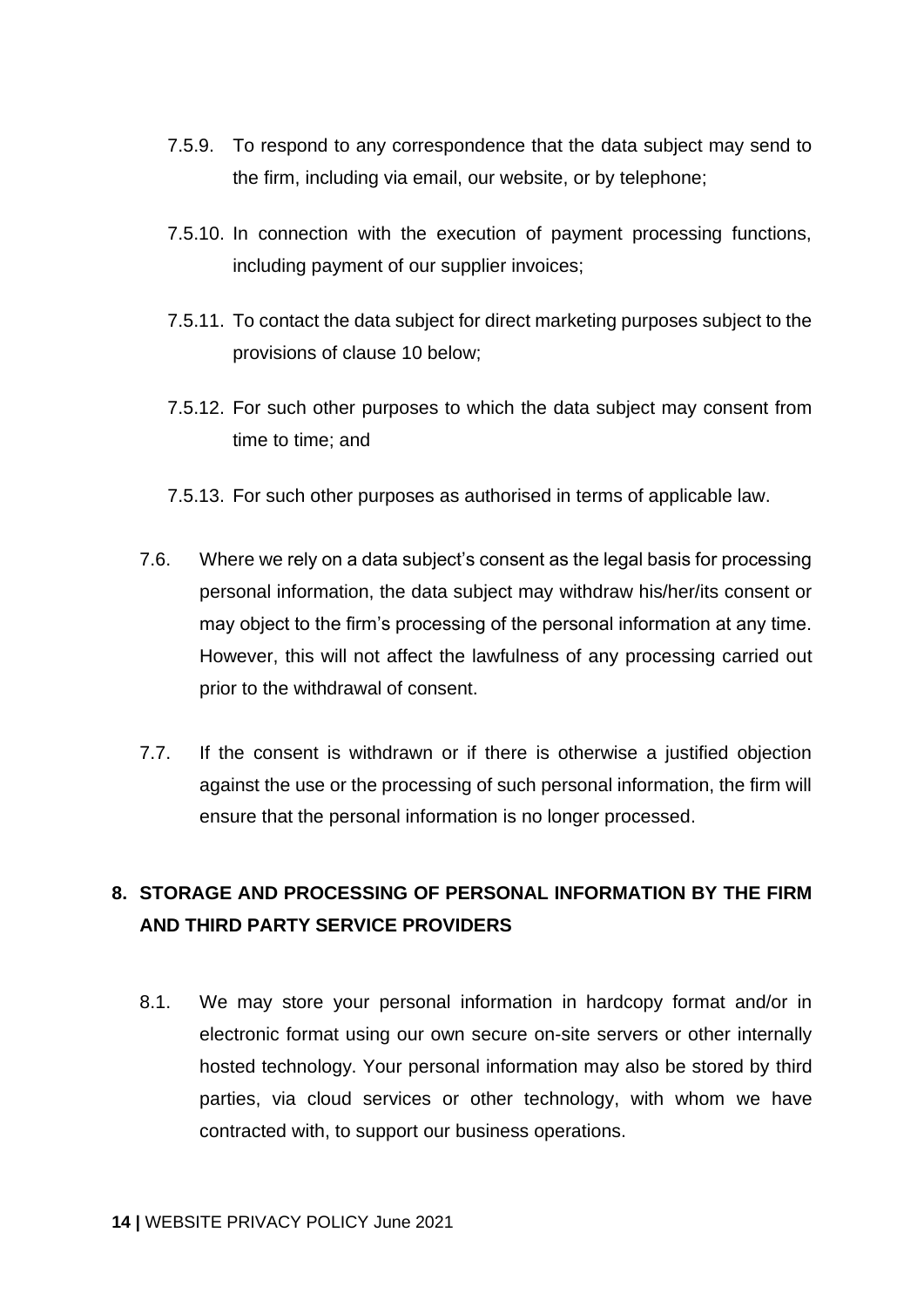7.5.9. To respond to any correspondence that the data subject may send to the firm, including via email, our website, or by telephone;

7.5.10. In connection with the execution of payment processing functions, including payment of our supplier invoices;

7.5.11. To contact the data subject for direct marketing purposes subject to the provisions of clause 10 below;

7.5.12. For such other purposes to which the data subject may consent from time to time; and

7.5.13. For such other purposes as authorised in terms of applicable law.

7.6. Where we rely on a data subject's consent as the legal basis for processing personal information, the data subject may withdraw his/her/its consent or may object to the firm's processing of the personal information at any time. However, this will not affect the lawfulness of any processing carried out prior to the withdrawal of consent.

7.7. If the consent is withdrawn or if there is otherwise a justified objection against the use or the processing of such personal information, the firm will ensure that the personal information is no longer processed.

## 8. STORAGE AND PROCESSING OF PERSONAL INFORMATION BY THE FIRM AND THIRD PARTY SERVICE PROVIDERS

8.1. We may store your personal information in hardcopy format and/or in electronic format using our own secure on-site servers or other internally hosted technology. Your personal information may also be stored by third parties, via cloud services or other technology, with whom we have contracted with, to support our business operations.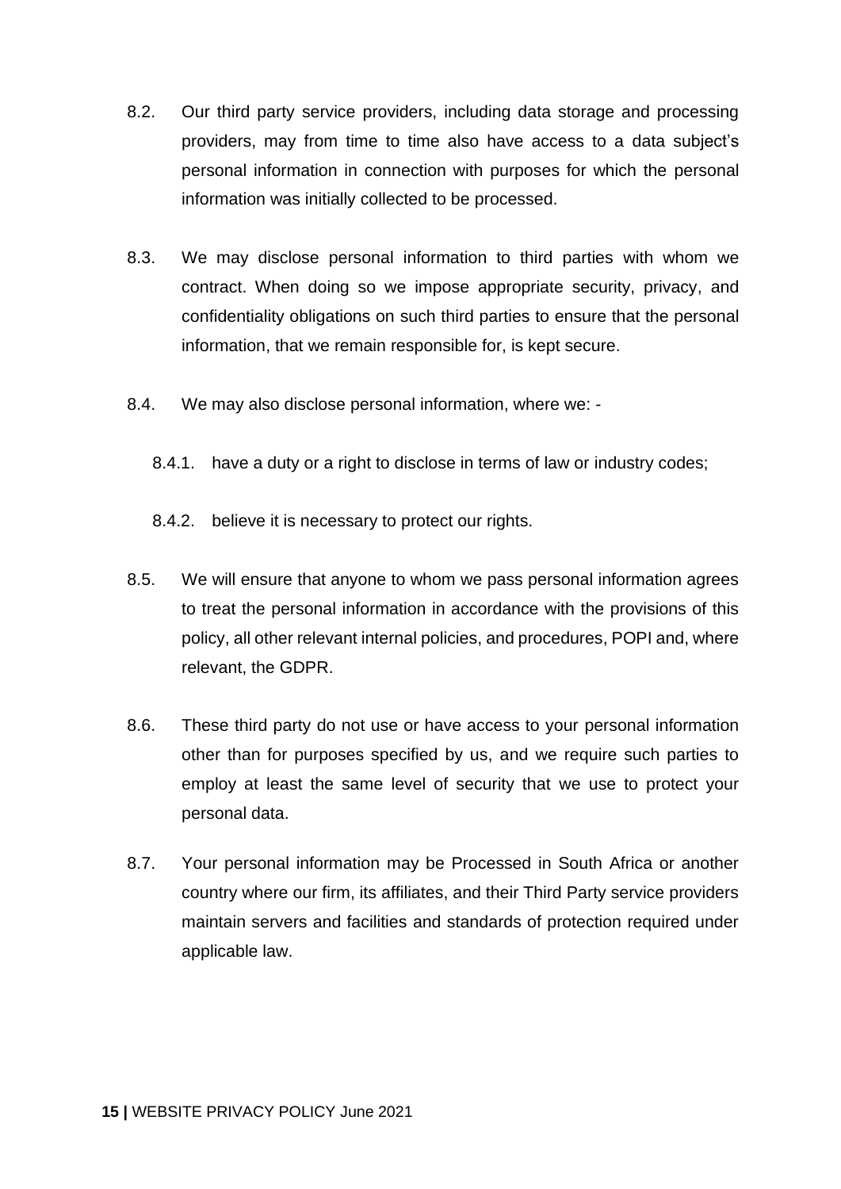8.2. Our third party service providers, including data storage and processing providers, may from time to time also have access to a data subject's personal information in connection with purposes for which the personal information was initially collected to be processed.

8.3. We may disclose personal information to third parties with whom we contract. When doing so we impose appropriate security, privacy, and confidentiality obligations on such third parties to ensure that the personal information, that we remain responsible for, is kept secure.

8.4. We may also disclose personal information, where we: -

   8.4.1. have a duty or a right to disclose in terms of law or industry codes;

   8.4.2. believe it is necessary to protect our rights.

8.5. We will ensure that anyone to whom we pass personal information agrees to treat the personal information in accordance with the provisions of this policy, all other relevant internal policies, and procedures, POPI and, where relevant, the GDPR.

8.6. These third party do not use or have access to your personal information other than for purposes specified by us, and we require such parties to employ at least the same level of security that we use to protect your personal data.

8.7. Your personal information may be Processed in South Africa or another country where our firm, its affiliates, and their Third Party service providers maintain servers and facilities and standards of protection required under applicable law.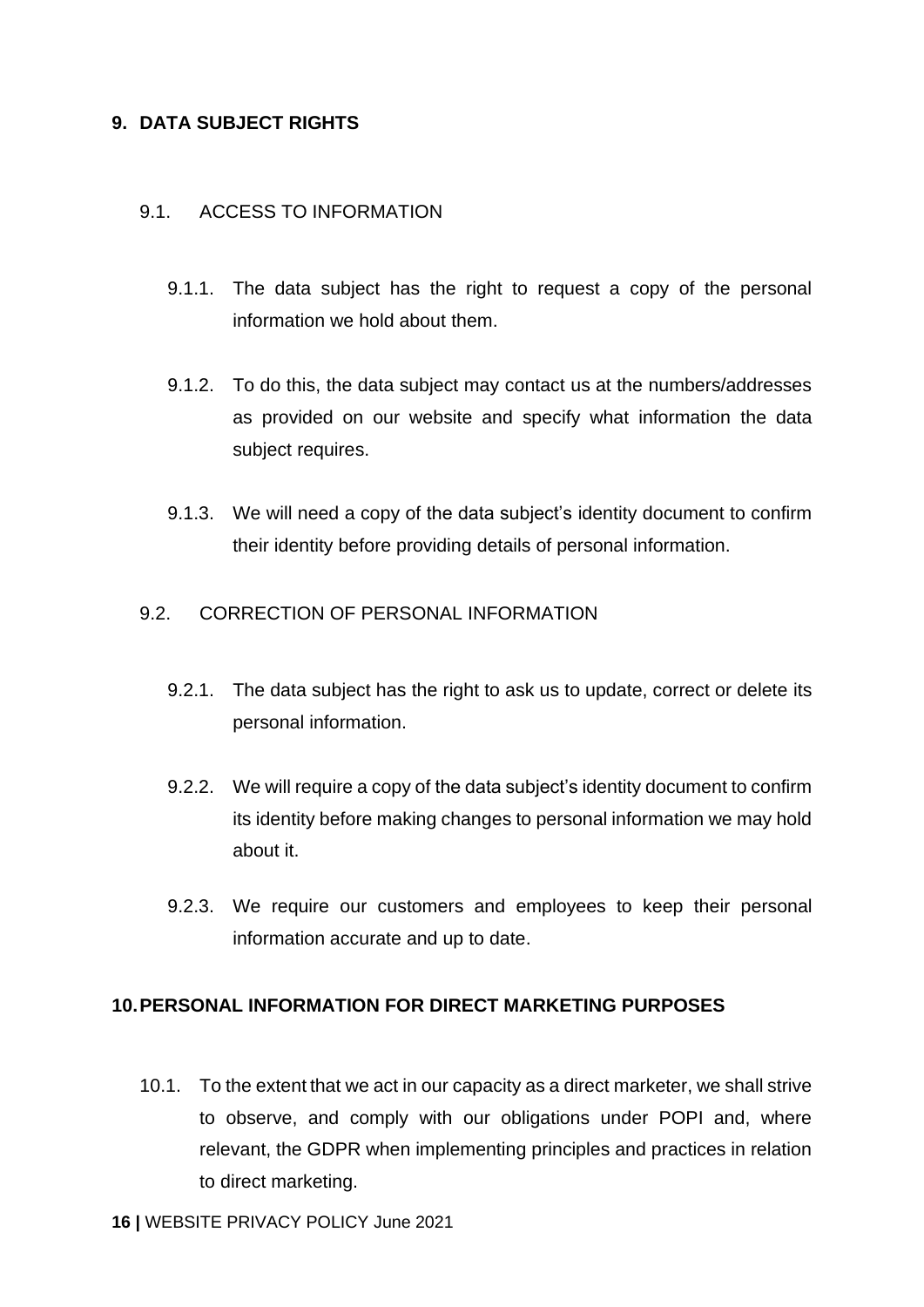## 9. DATA SUBJECT RIGHTS

### 9.1. ACCESS TO INFORMATION

9.1.1. The data subject has the right to request a copy of the personal information we hold about them.

9.1.2. To do this, the data subject may contact us at the numbers/addresses as provided on our website and specify what information the data subject requires.

9.1.3. We will need a copy of the data subject's identity document to confirm their identity before providing details of personal information.

### 9.2. CORRECTION OF PERSONAL INFORMATION

9.2.1. The data subject has the right to ask us to update, correct or delete its personal information.

9.2.2. We will require a copy of the data subject's identity document to confirm its identity before making changes to personal information we may hold about it.

9.2.3. We require our customers and employees to keep their personal information accurate and up to date.

## 10. PERSONAL INFORMATION FOR DIRECT MARKETING PURPOSES

10.1. To the extent that we act in our capacity as a direct marketer, we shall strive to observe, and comply with our obligations under POPI and, where relevant, the GDPR when implementing principles and practices in relation to direct marketing.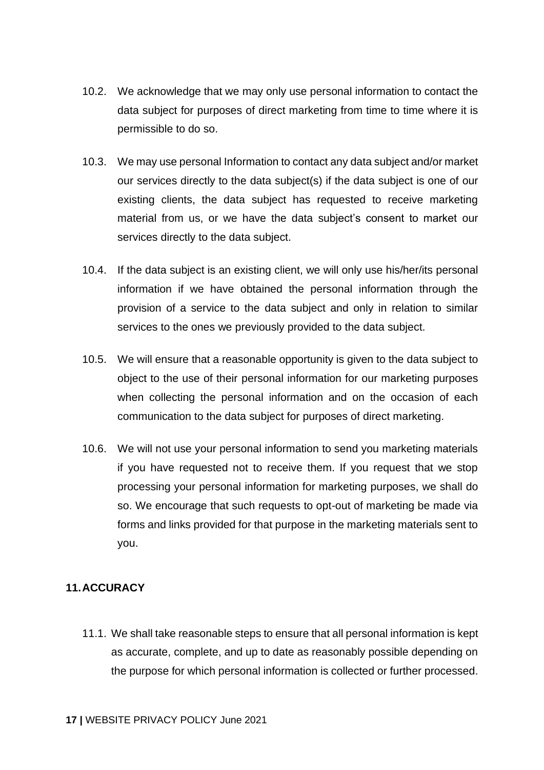10.2. We acknowledge that we may only use personal information to contact the data subject for purposes of direct marketing from time to time where it is permissible to do so.

10.3. We may use personal Information to contact any data subject and/or market our services directly to the data subject(s) if the data subject is one of our existing clients, the data subject has requested to receive marketing material from us, or we have the data subject's consent to market our services directly to the data subject.

10.4. If the data subject is an existing client, we will only use his/her/its personal information if we have obtained the personal information through the provision of a service to the data subject and only in relation to similar services to the ones we previously provided to the data subject.

10.5. We will ensure that a reasonable opportunity is given to the data subject to object to the use of their personal information for our marketing purposes when collecting the personal information and on the occasion of each communication to the data subject for purposes of direct marketing.

10.6. We will not use your personal information to send you marketing materials if you have requested not to receive them. If you request that we stop processing your personal information for marketing purposes, we shall do so. We encourage that such requests to opt-out of marketing be made via forms and links provided for that purpose in the marketing materials sent to you.

## 11. ACCURACY

11.1. We shall take reasonable steps to ensure that all personal information is kept as accurate, complete, and up to date as reasonably possible depending on the purpose for which personal information is collected or further processed.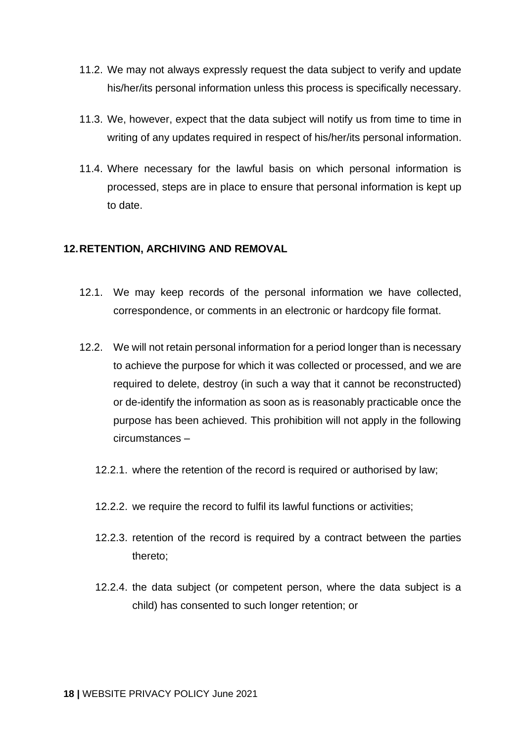11.2. We may not always expressly request the data subject to verify and update his/her/its personal information unless this process is specifically necessary.

11.3. We, however, expect that the data subject will notify us from time to time in writing of any updates required in respect of his/her/its personal information.

11.4. Where necessary for the lawful basis on which personal information is processed, steps are in place to ensure that personal information is kept up to date.

## 12. RETENTION, ARCHIVING AND REMOVAL

12.1. We may keep records of the personal information we have collected, correspondence, or comments in an electronic or hardcopy file format.

12.2. We will not retain personal information for a period longer than is necessary to achieve the purpose for which it was collected or processed, and we are required to delete, destroy (in such a way that it cannot be reconstructed) or de-identify the information as soon as is reasonably practicable once the purpose has been achieved. This prohibition will not apply in the following circumstances –

12.2.1. where the retention of the record is required or authorised by law;

12.2.2. we require the record to fulfil its lawful functions or activities;

12.2.3. retention of the record is required by a contract between the parties thereto;

12.2.4. the data subject (or competent person, where the data subject is a child) has consented to such longer retention; or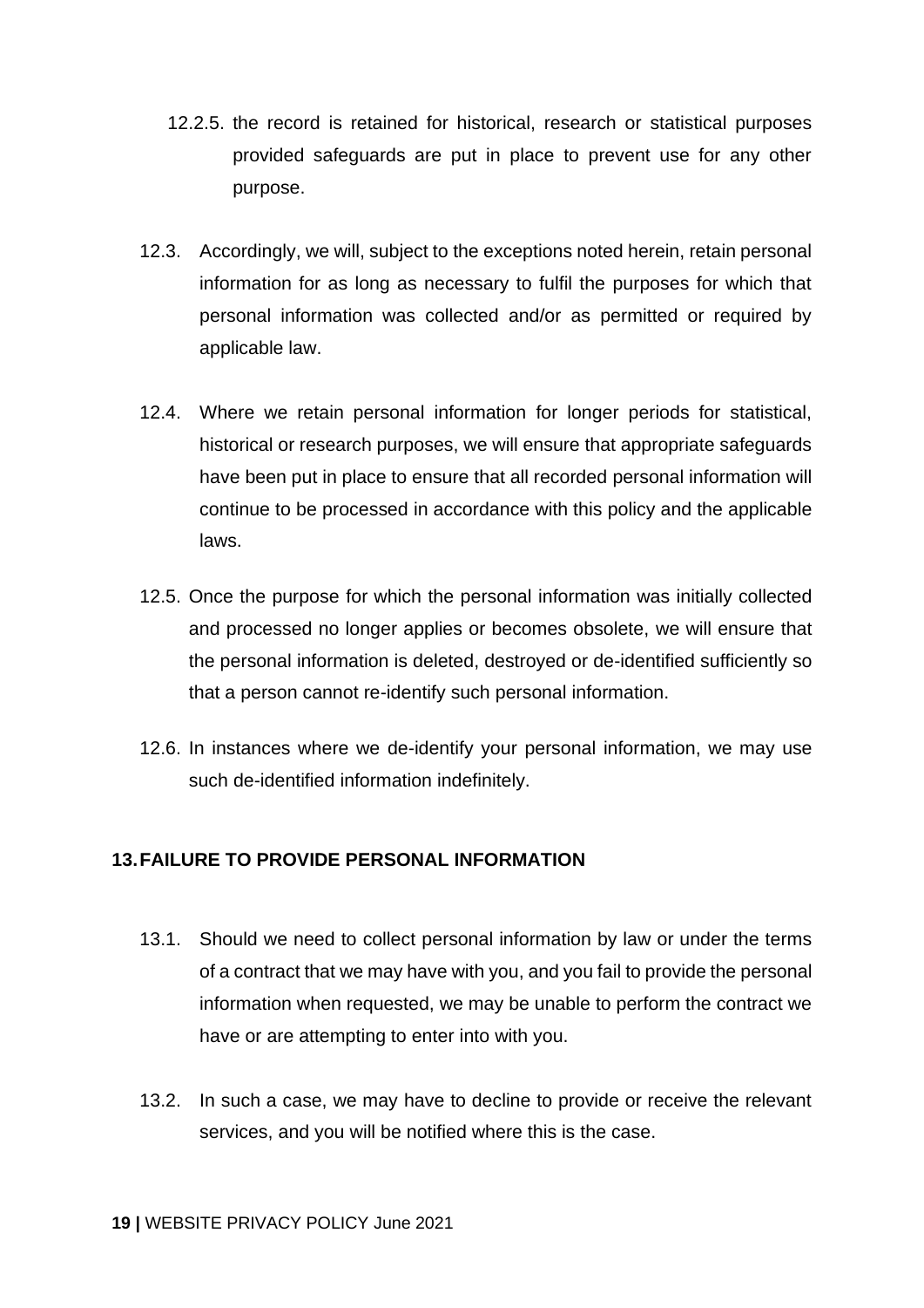12.2.5. the record is retained for historical, research or statistical purposes provided safeguards are put in place to prevent use for any other purpose.

12.3. Accordingly, we will, subject to the exceptions noted herein, retain personal information for as long as necessary to fulfil the purposes for which that personal information was collected and/or as permitted or required by applicable law.

12.4. Where we retain personal information for longer periods for statistical, historical or research purposes, we will ensure that appropriate safeguards have been put in place to ensure that all recorded personal information will continue to be processed in accordance with this policy and the applicable laws.

12.5. Once the purpose for which the personal information was initially collected and processed no longer applies or becomes obsolete, we will ensure that the personal information is deleted, destroyed or de-identified sufficiently so that a person cannot re-identify such personal information.

12.6. In instances where we de-identify your personal information, we may use such de-identified information indefinitely.

## 13. FAILURE TO PROVIDE PERSONAL INFORMATION

13.1. Should we need to collect personal information by law or under the terms of a contract that we may have with you, and you fail to provide the personal information when requested, we may be unable to perform the contract we have or are attempting to enter into with you.

13.2. In such a case, we may have to decline to provide or receive the relevant services, and you will be notified where this is the case.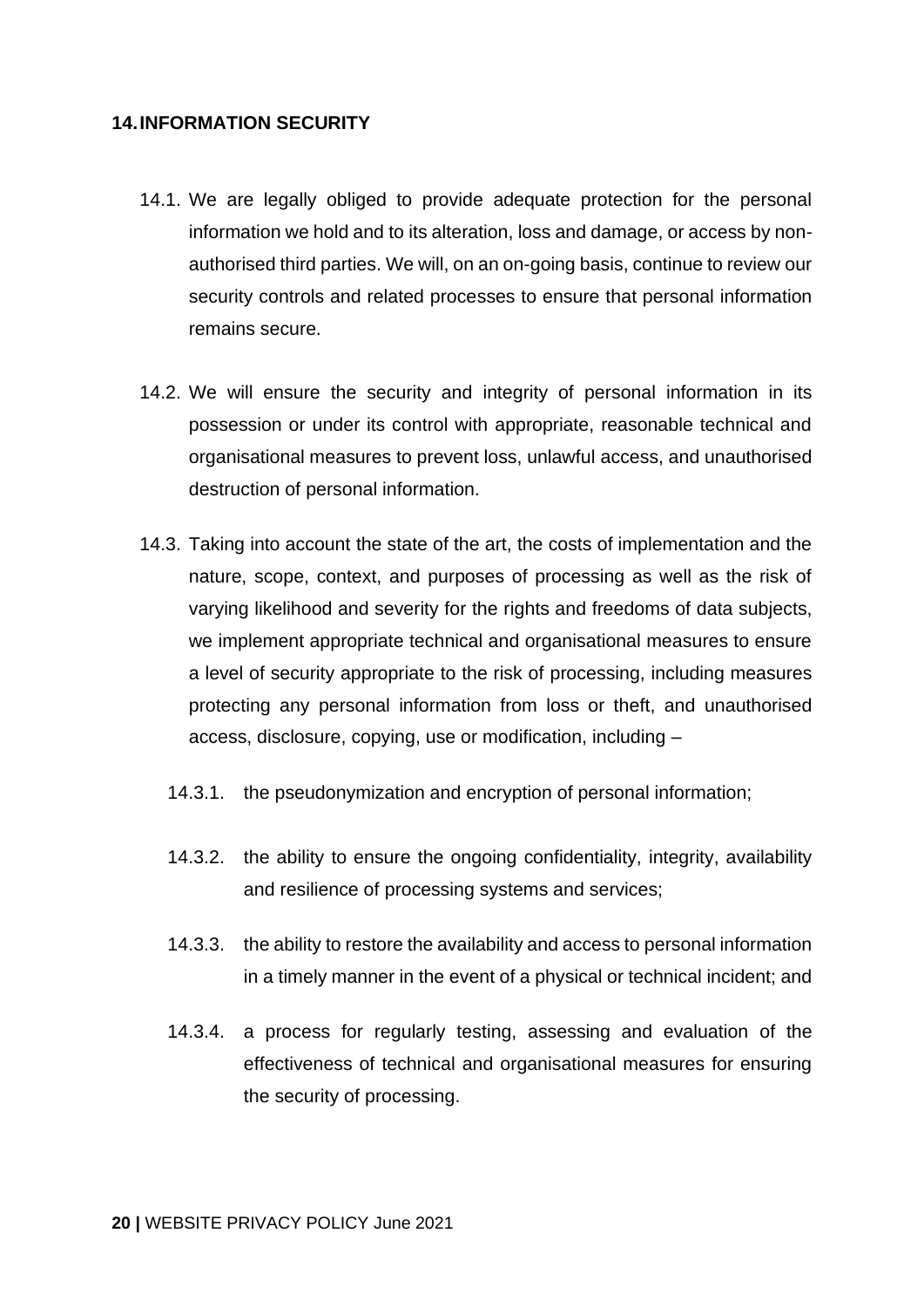## 14. INFORMATION SECURITY

14.1. We are legally obliged to provide adequate protection for the personal information we hold and to its alteration, loss and damage, or access by non-authorised third parties. We will, on an on-going basis, continue to review our security controls and related processes to ensure that personal information remains secure.

14.2. We will ensure the security and integrity of personal information in its possession or under its control with appropriate, reasonable technical and organisational measures to prevent loss, unlawful access, and unauthorised destruction of personal information.

14.3. Taking into account the state of the art, the costs of implementation and the nature, scope, context, and purposes of processing as well as the risk of varying likelihood and severity for the rights and freedoms of data subjects, we implement appropriate technical and organisational measures to ensure a level of security appropriate to the risk of processing, including measures protecting any personal information from loss or theft, and unauthorised access, disclosure, copying, use or modification, including –

14.3.1. the pseudonymization and encryption of personal information;

14.3.2. the ability to ensure the ongoing confidentiality, integrity, availability and resilience of processing systems and services;

14.3.3. the ability to restore the availability and access to personal information in a timely manner in the event of a physical or technical incident; and

14.3.4. a process for regularly testing, assessing and evaluation of the effectiveness of technical and organisational measures for ensuring the security of processing.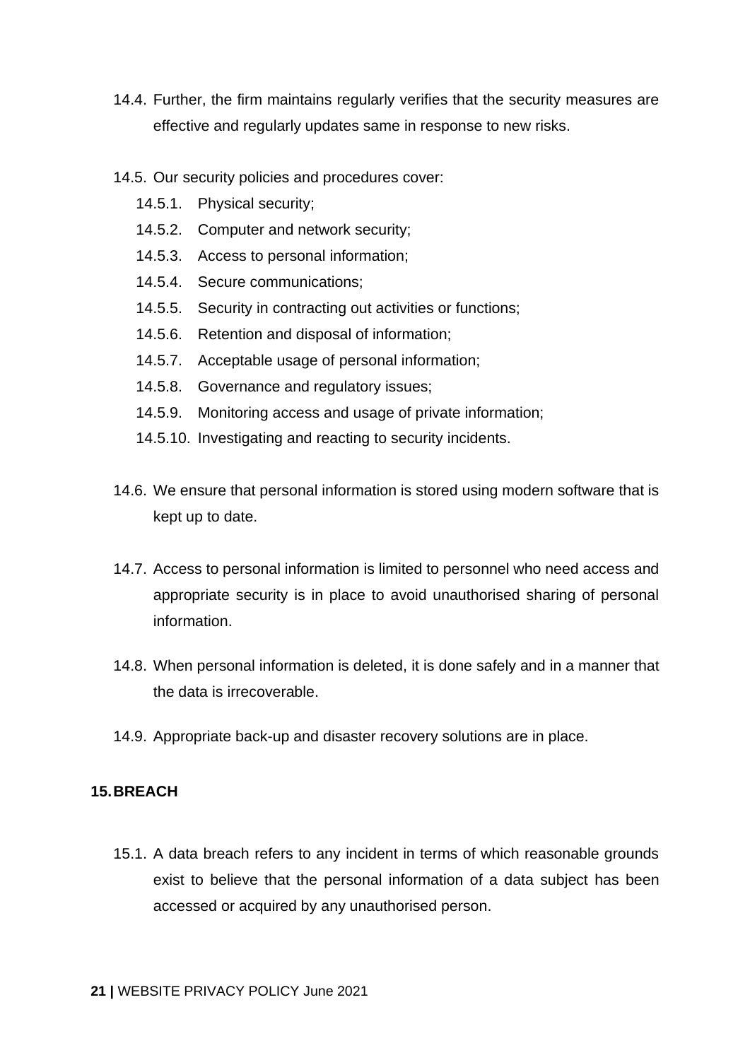14.4. Further, the firm maintains regularly verifies that the security measures are effective and regularly updates same in response to new risks.

14.5. Our security policies and procedures cover:

- 14.5.1. Physical security;
- 14.5.2. Computer and network security;
- 14.5.3. Access to personal information;
- 14.5.4. Secure communications;
- 14.5.5. Security in contracting out activities or functions;
- 14.5.6. Retention and disposal of information;
- 14.5.7. Acceptable usage of personal information;
- 14.5.8. Governance and regulatory issues;
- 14.5.9. Monitoring access and usage of private information;
- 14.5.10. Investigating and reacting to security incidents.

14.6. We ensure that personal information is stored using modern software that is kept up to date.

14.7. Access to personal information is limited to personnel who need access and appropriate security is in place to avoid unauthorised sharing of personal information.

14.8. When personal information is deleted, it is done safely and in a manner that the data is irrecoverable.

14.9. Appropriate back-up and disaster recovery solutions are in place.

## 15. BREACH

15.1. A data breach refers to any incident in terms of which reasonable grounds exist to believe that the personal information of a data subject has been accessed or acquired by any unauthorised person.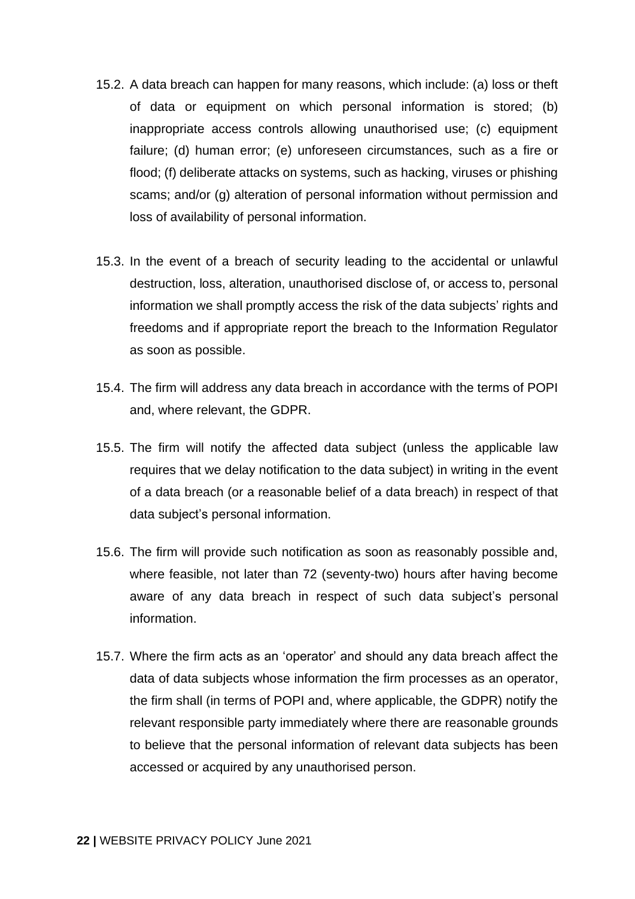15.2. A data breach can happen for many reasons, which include: (a) loss or theft of data or equipment on which personal information is stored; (b) inappropriate access controls allowing unauthorised use; (c) equipment failure; (d) human error; (e) unforeseen circumstances, such as a fire or flood; (f) deliberate attacks on systems, such as hacking, viruses or phishing scams; and/or (g) alteration of personal information without permission and loss of availability of personal information.

15.3. In the event of a breach of security leading to the accidental or unlawful destruction, loss, alteration, unauthorised disclose of, or access to, personal information we shall promptly access the risk of the data subjects' rights and freedoms and if appropriate report the breach to the Information Regulator as soon as possible.

15.4. The firm will address any data breach in accordance with the terms of POPI and, where relevant, the GDPR.

15.5. The firm will notify the affected data subject (unless the applicable law requires that we delay notification to the data subject) in writing in the event of a data breach (or a reasonable belief of a data breach) in respect of that data subject's personal information.

15.6. The firm will provide such notification as soon as reasonably possible and, where feasible, not later than 72 (seventy-two) hours after having become aware of any data breach in respect of such data subject's personal information.

15.7. Where the firm acts as an 'operator' and should any data breach affect the data of data subjects whose information the firm processes as an operator, the firm shall (in terms of POPI and, where applicable, the GDPR) notify the relevant responsible party immediately where there are reasonable grounds to believe that the personal information of relevant data subjects has been accessed or acquired by any unauthorised person.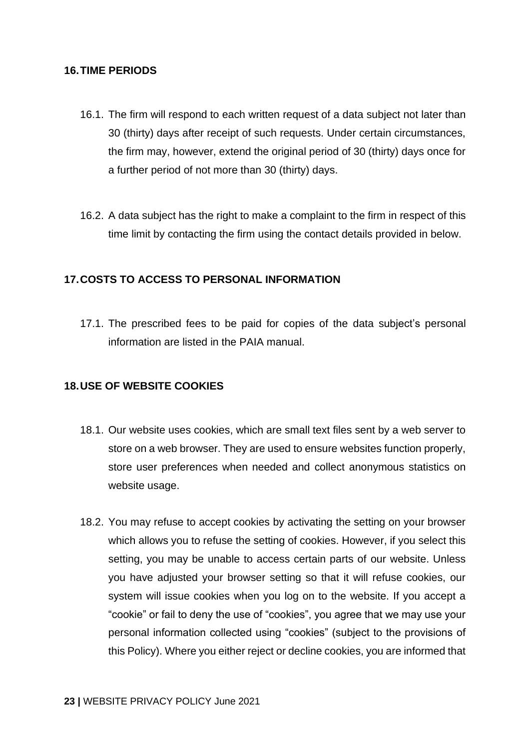## 16. TIME PERIODS

16.1. The firm will respond to each written request of a data subject not later than 30 (thirty) days after receipt of such requests. Under certain circumstances, the firm may, however, extend the original period of 30 (thirty) days once for a further period of not more than 30 (thirty) days.

16.2. A data subject has the right to make a complaint to the firm in respect of this time limit by contacting the firm using the contact details provided in below.

## 17. COSTS TO ACCESS TO PERSONAL INFORMATION

17.1. The prescribed fees to be paid for copies of the data subject's personal information are listed in the PAIA manual.

## 18. USE OF WEBSITE COOKIES

18.1. Our website uses cookies, which are small text files sent by a web server to store on a web browser. They are used to ensure websites function properly, store user preferences when needed and collect anonymous statistics on website usage.

18.2. You may refuse to accept cookies by activating the setting on your browser which allows you to refuse the setting of cookies. However, if you select this setting, you may be unable to access certain parts of our website. Unless you have adjusted your browser setting so that it will refuse cookies, our system will issue cookies when you log on to the website. If you accept a "cookie" or fail to deny the use of "cookies", you agree that we may use your personal information collected using "cookies" (subject to the provisions of this Policy). Where you either reject or decline cookies, you are informed that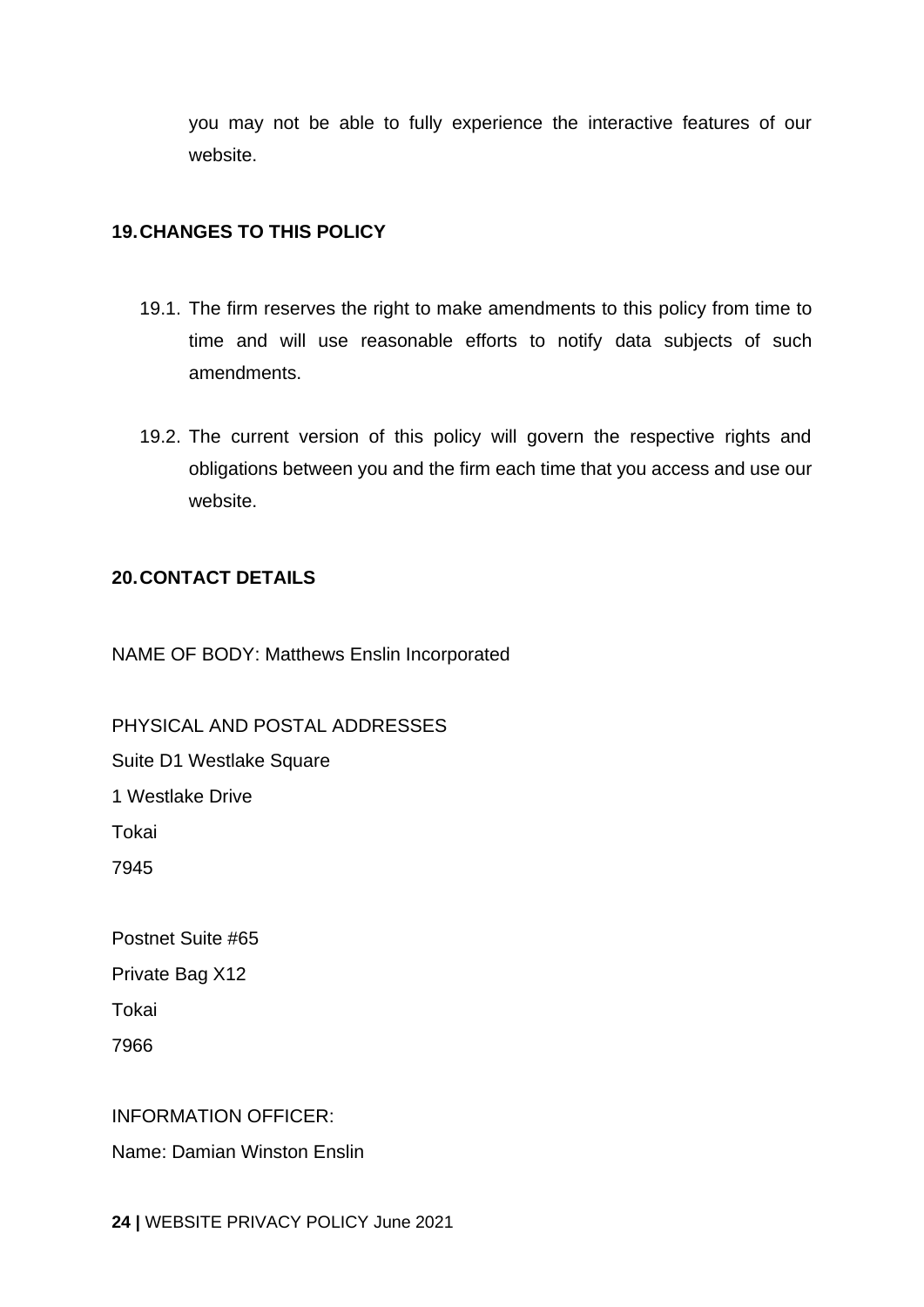you may not be able to fully experience the interactive features of our website.

## 19. CHANGES TO THIS POLICY

19.1. The firm reserves the right to make amendments to this policy from time to time and will use reasonable efforts to notify data subjects of such amendments.

19.2. The current version of this policy will govern the respective rights and obligations between you and the firm each time that you access and use our website.

## 20. CONTACT DETAILS

NAME OF BODY: Matthews Enslin Incorporated

PHYSICAL AND POSTAL ADDRESSES
Suite D1 Westlake Square
1 Westlake Drive
Tokai
7945

Postnet Suite #65
Private Bag X12
Tokai
7966

INFORMATION OFFICER:
Name: Damian Winston Enslin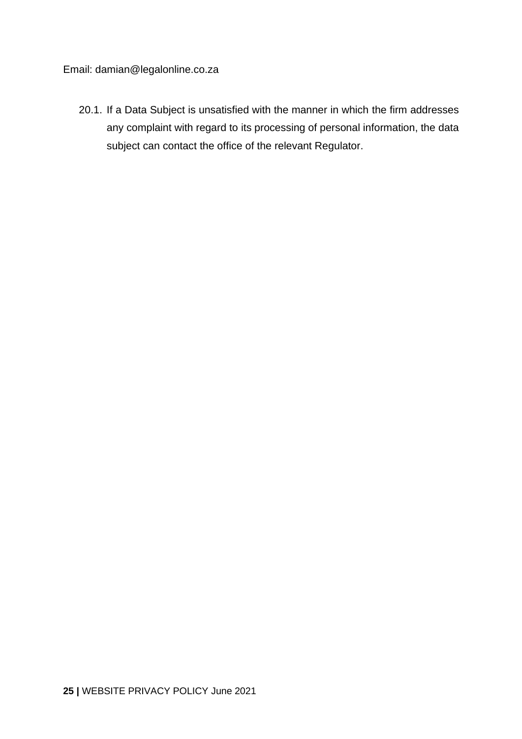Email: damian@legalonline.co.za

20.1. If a Data Subject is unsatisfied with the manner in which the firm addresses any complaint with regard to its processing of personal information, the data subject can contact the office of the relevant Regulator.